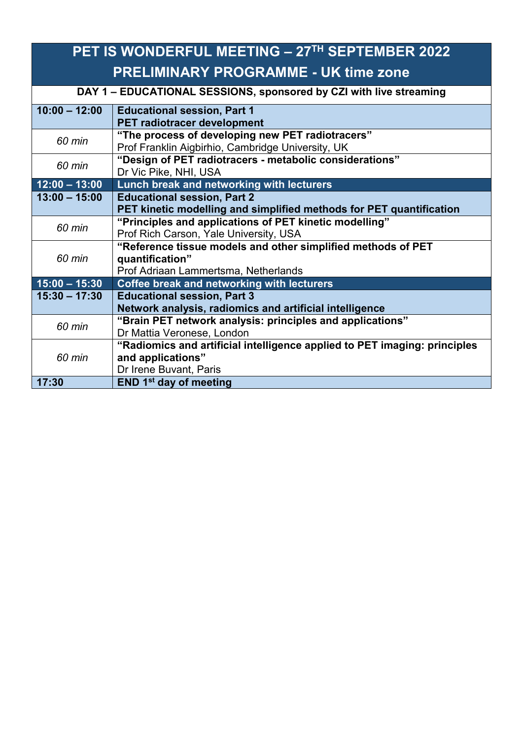# PET IS WONDERFUL MEETING – 27TH SEPTEMBER 2022

## PRELIMINARY PROGRAMME - UK time zone

| DAY 1 – EDUCATIONAL SESSIONS, sponsored by CZI with live streaming | |
|---|---|
| **10:00 – 12:00** | **Educational session, Part 1**<br>**PET radiotracer development** |
| *60 min* | **"The process of developing new PET radiotracers"**<br>Prof Franklin Aigbirhio, Cambridge University, UK |
| *60 min* | **"Design of PET radiotracers - metabolic considerations"**<br>Dr Vic Pike, NHI, USA |
| **12:00 – 13:00** | **Lunch break and networking with lecturers** |
| **13:00 – 15:00** | **Educational session, Part 2**<br>**PET kinetic modelling and simplified methods for PET quantification** |
| *60 min* | **"Principles and applications of PET kinetic modelling"**<br>Prof Rich Carson, Yale University, USA |
| *60 min* | **"Reference tissue models and other simplified methods of PET quantification"**<br>Prof Adriaan Lammertsma, Netherlands |
| **15:00 – 15:30** | **Coffee break and networking with lecturers** |
| **15:30 – 17:30** | **Educational session, Part 3**<br>**Network analysis, radiomics and artificial intelligence** |
| *60 min* | **"Brain PET network analysis: principles and applications"**<br>Dr Mattia Veronese, London |
| *60 min* | **"Radiomics and artificial intelligence applied to PET imaging: principles and applications"**<br>Dr Irene Buvant, Paris |
| **17:30** | **END 1st day of meeting** |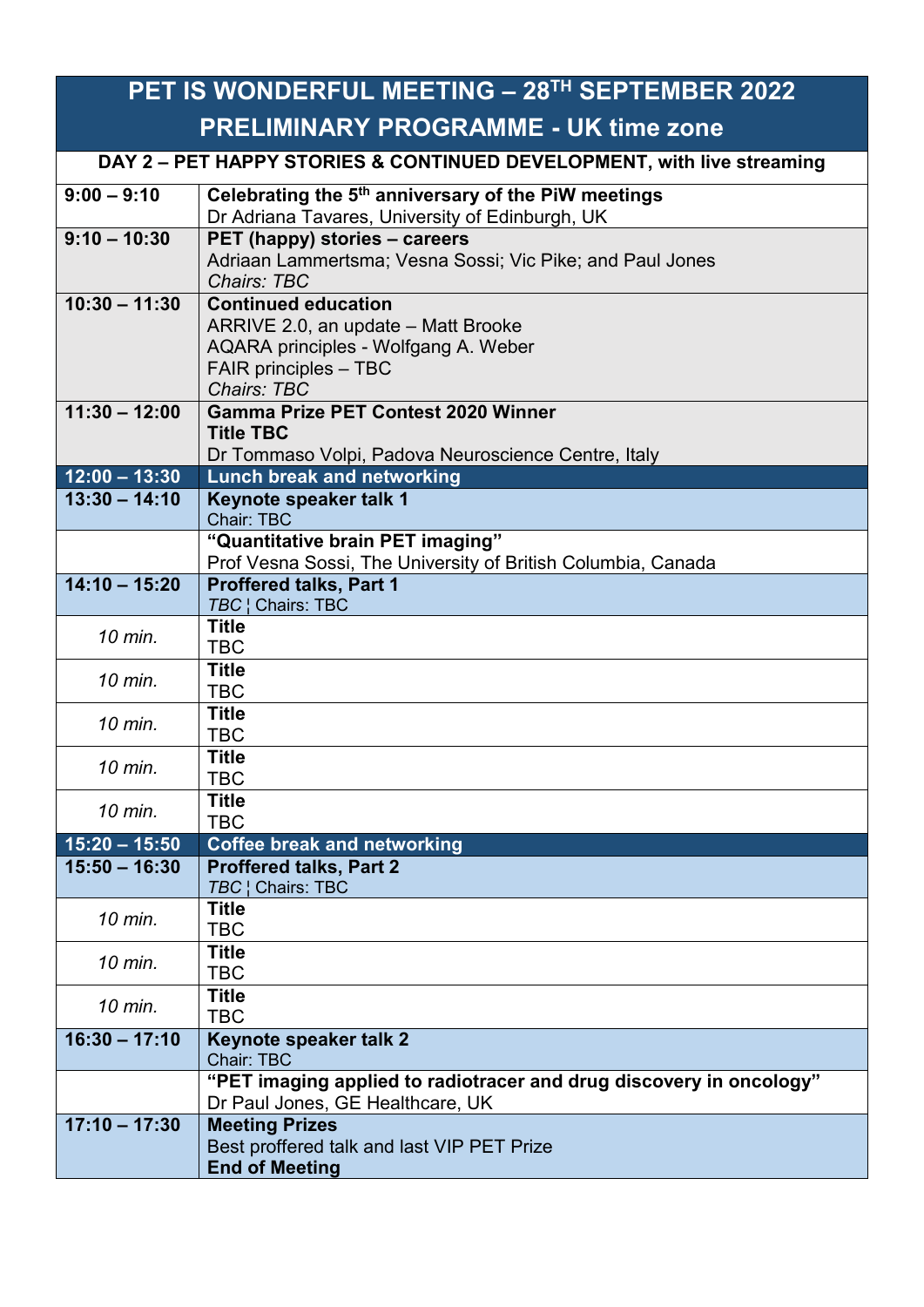# PET IS WONDERFUL MEETING – 28TH SEPTEMBER 2022

## PRELIMINARY PROGRAMME - UK time zone

**DAY 2 – PET HAPPY STORIES & CONTINUED DEVELOPMENT, with live streaming**

| | |
|---|---|
| **9:00 – 9:10** | **Celebrating the 5th anniversary of the PiW meetings**<br>Dr Adriana Tavares, University of Edinburgh, UK |
| **9:10 – 10:30** | **PET (happy) stories – careers**<br>Adriaan Lammertsma; Vesna Sossi; Vic Pike; and Paul Jones<br>*Chairs: TBC* |
| **10:30 – 11:30** | **Continued education**<br>ARRIVE 2.0, an update – Matt Brooke<br>AQARA principles - Wolfgang A. Weber<br>FAIR principles – TBC<br>*Chairs: TBC* |
| **11:30 – 12:00** | **Gamma Prize PET Contest 2020 Winner**<br>**Title TBC**<br>Dr Tommaso Volpi, Padova Neuroscience Centre, Italy |
| **12:00 – 13:30** | **Lunch break and networking** |
| **13:30 – 14:10** | **Keynote speaker talk 1**<br>Chair: TBC |
| | **"Quantitative brain PET imaging"**<br>Prof Vesna Sossi, The University of British Columbia, Canada |
| **14:10 – 15:20** | **Proffered talks, Part 1**<br>*TBC* ¦ Chairs: TBC |
| *10 min.* | **Title**<br>TBC |
| *10 min.* | **Title**<br>TBC |
| *10 min.* | **Title**<br>TBC |
| *10 min.* | **Title**<br>TBC |
| *10 min.* | **Title**<br>TBC |
| **15:20 – 15:50** | **Coffee break and networking** |
| **15:50 – 16:30** | **Proffered talks, Part 2**<br>*TBC* ¦ Chairs: TBC |
| *10 min.* | **Title**<br>TBC |
| *10 min.* | **Title**<br>TBC |
| *10 min.* | **Title**<br>TBC |
| **16:30 – 17:10** | **Keynote speaker talk 2**<br>Chair: TBC |
| | **"PET imaging applied to radiotracer and drug discovery in oncology"**<br>Dr Paul Jones, GE Healthcare, UK |
| **17:10 – 17:30** | **Meeting Prizes**<br>Best proffered talk and last VIP PET Prize<br>**End of Meeting** |